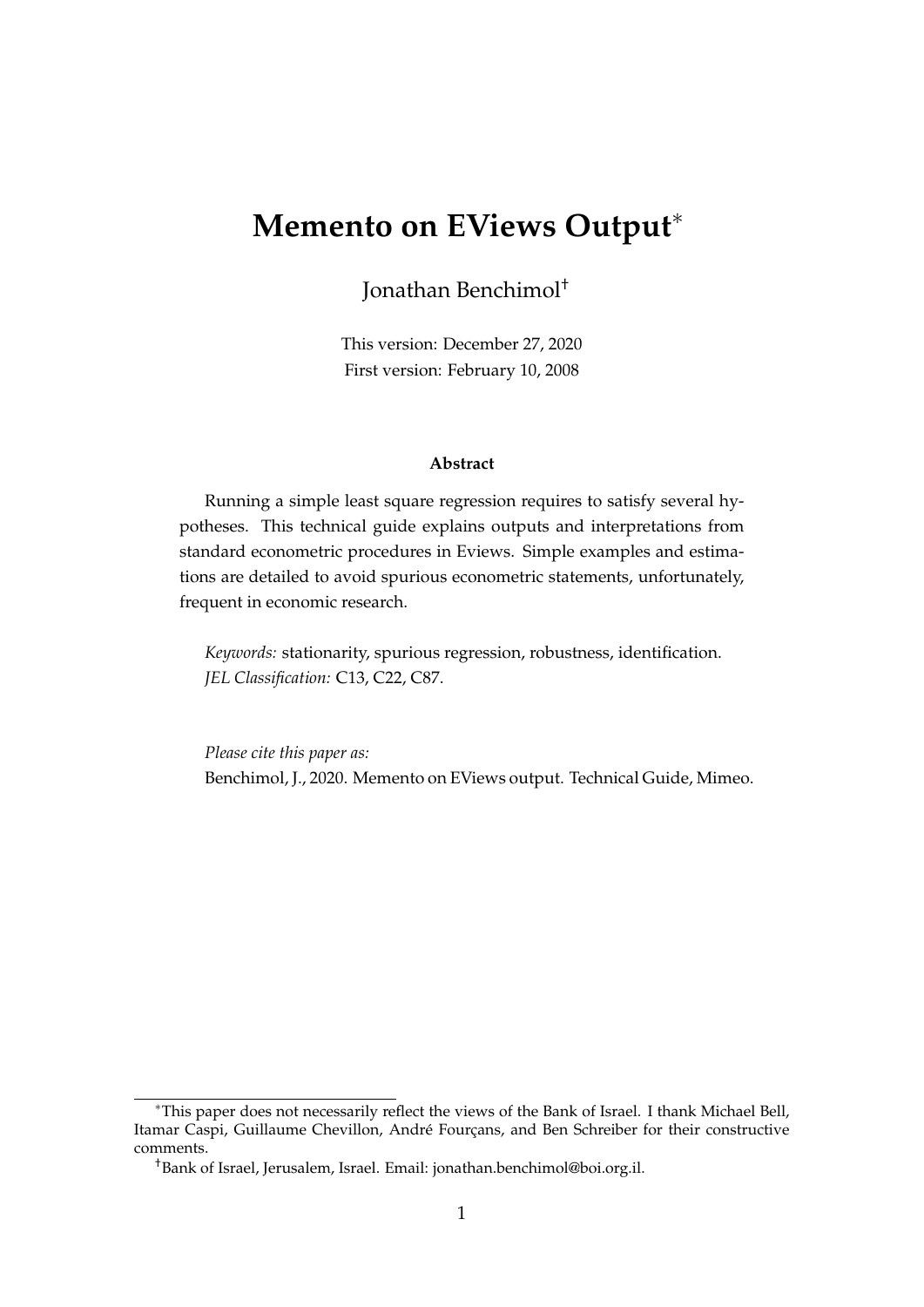# Memento on EViews Output*

Jonathan Benchimol†

This version: December 27, 2020
First version: February 10, 2008

### Abstract

Running a simple least square regression requires to satisfy several hypotheses. This technical guide explains outputs and interpretations from standard econometric procedures in Eviews. Simple examples and estimations are detailed to avoid spurious econometric statements, unfortunately, frequent in economic research.

*Keywords:* stationarity, spurious regression, robustness, identification.
*JEL Classification:* C13, C22, C87.

*Please cite this paper as:*
Benchimol, J., 2020. Memento on EViews output. Technical Guide, Mimeo.

---

*This paper does not necessarily reflect the views of the Bank of Israel. I thank Michael Bell, Itamar Caspi, Guillaume Chevillon, André Fourçans, and Ben Schreiber for their constructive comments.

†Bank of Israel, Jerusalem, Israel. Email: jonathan.benchimol@boi.org.il.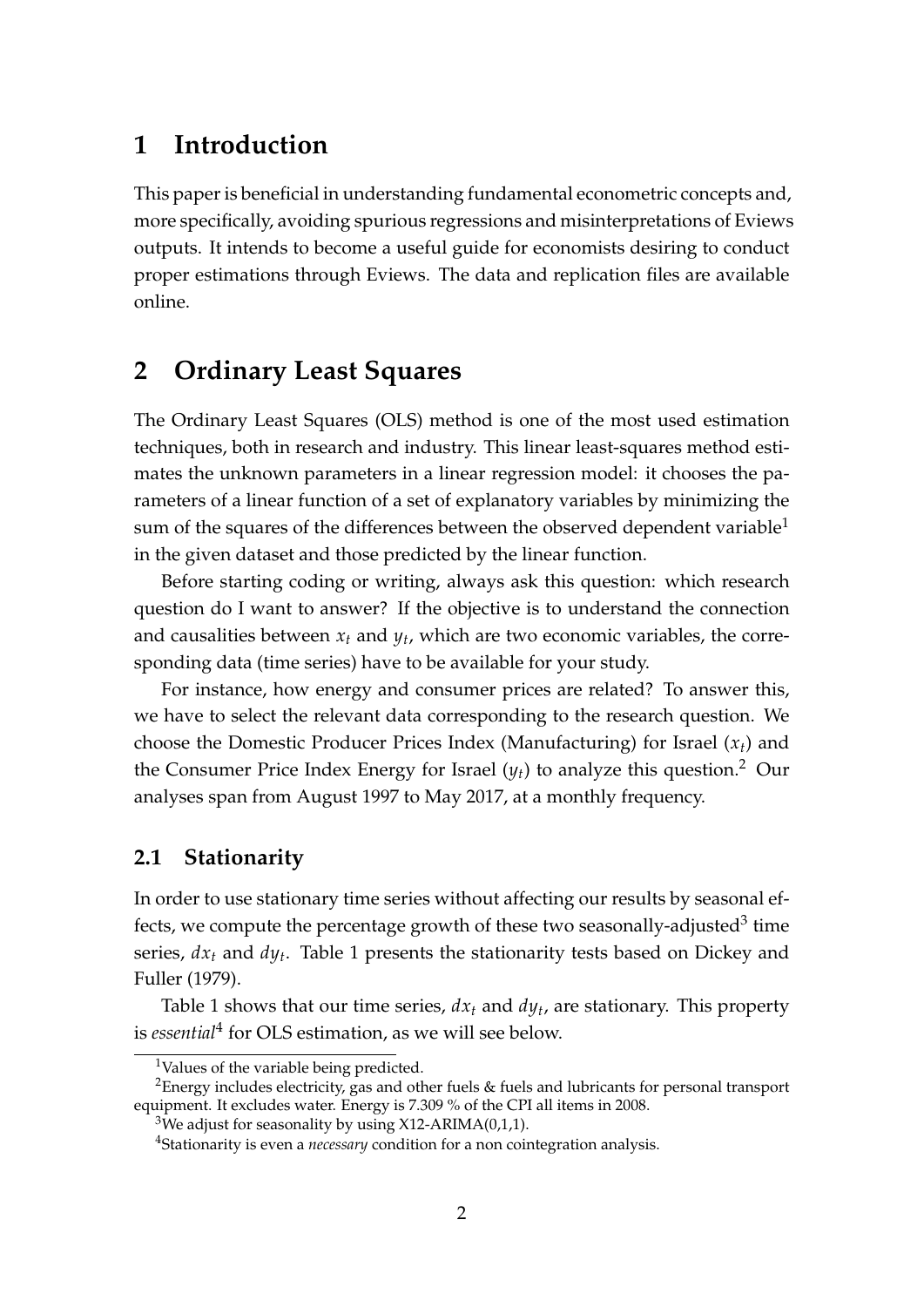# 1 Introduction

This paper is beneficial in understanding fundamental econometric concepts and, more specifically, avoiding spurious regressions and misinterpretations of Eviews outputs. It intends to become a useful guide for economists desiring to conduct proper estimations through Eviews. The data and replication files are available online.

# 2 Ordinary Least Squares

The Ordinary Least Squares (OLS) method is one of the most used estimation techniques, both in research and industry. This linear least-squares method estimates the unknown parameters in a linear regression model: it chooses the parameters of a linear function of a set of explanatory variables by minimizing the sum of the squares of the differences between the observed dependent variable[1] in the given dataset and those predicted by the linear function.

Before starting coding or writing, always ask this question: which research question do I want to answer? If the objective is to understand the connection and causalities between $x_t$ and $y_t$, which are two economic variables, the corresponding data (time series) have to be available for your study.

For instance, how energy and consumer prices are related? To answer this, we have to select the relevant data corresponding to the research question. We choose the Domestic Producer Prices Index (Manufacturing) for Israel ($x_t$) and the Consumer Price Index Energy for Israel ($y_t$) to analyze this question.[2] Our analyses span from August 1997 to May 2017, at a monthly frequency.

## 2.1 Stationarity

In order to use stationary time series without affecting our results by seasonal effects, we compute the percentage growth of these two seasonally-adjusted[3] time series, $dx_t$ and $dy_t$. Table 1 presents the stationarity tests based on Dickey and Fuller (1979).

Table 1 shows that our time series, $dx_t$ and $dy_t$, are stationary. This property is *essential*[4] for OLS estimation, as we will see below.

[1] Values of the variable being predicted.

[2] Energy includes electricity, gas and other fuels & fuels and lubricants for personal transport equipment. It excludes water. Energy is 7.309 % of the CPI all items in 2008.

[3] We adjust for seasonality by using X12-ARIMA(0,1,1).

[4] Stationarity is even a *necessary* condition for a non cointegration analysis.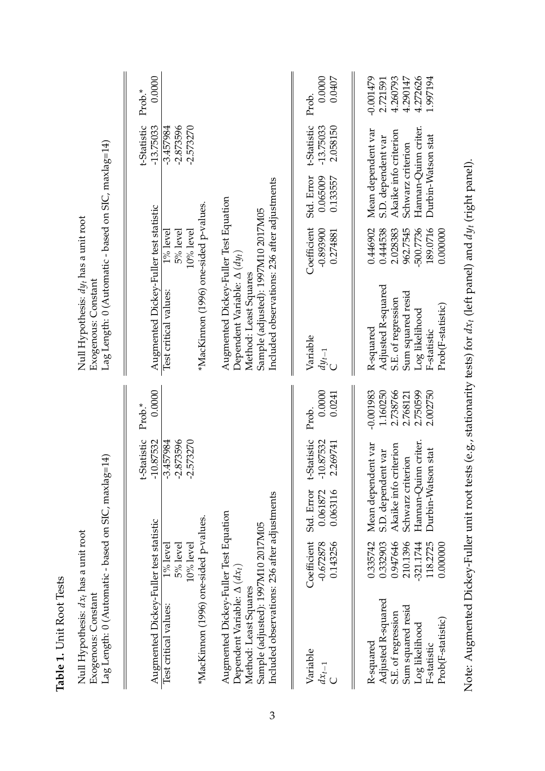**Table 1.** Unit Root Tests

**Left panel**

Null Hypothesis: $dx_t$ has a unit root
Exogenous: Constant
Lag Length: 0 (Automatic - based on SIC, maxlag=14)

| | | t-Statistic | Prob.* |
|---|---|---|---|
| Augmented Dickey-Fuller test statistic | | -10.87532 | 0.0000 |
| Test critical values: | 1% level | -3.457984 | |
| | 5% level | -2.873596 | |
| | 10% level | -2.573270 | |

*MacKinnon (1996) one-sided p-values.

Augmented Dickey-Fuller Test Equation
Dependent Variable: $\Delta\,(dx_t)$
Method: Least Squares
Sample (adjusted): 1997M10 2017M05
Included observations: 236 after adjustments

| Variable | Coefficient | Std. Error | t-Statistic | Prob. |
|---|---|---|---|---|
| $dx_{t-1}$ | -0.672878 | 0.061872 | -10.87532 | 0.0000 |
| C | 0.143256 | 0.063116 | 2.269741 | 0.0241 |

| | | | |
|---|---|---|---|
| R-squared | 0.335742 | Mean dependent var | -0.001983 |
| Adjusted R-squared | 0.332903 | S.D. dependent var | 1.160250 |
| S.E. of regression | 0.947646 | Akaike info criterion | 2.738766 |
| Sum squared resid | 210.1396 | Schwarz criterion | 2.768121 |
| Log likelihood | -321.1744 | Hannan-Quinn criter. | 2.750599 |
| F-statistic | 118.2725 | Durbin-Watson stat | 2.002750 |
| Prob(F-statistic) | 0.000000 | | |

**Right panel**

Null Hypothesis: $dy_t$ has a unit root
Exogenous: Constant
Lag Length: 0 (Automatic - based on SIC, maxlag=14)

| | | t-Statistic | Prob.* |
|---|---|---|---|
| Augmented Dickey-Fuller test statistic | | -13.75033 | 0.0000 |
| Test critical values: | 1% level | -3.457984 | |
| | 5% level | -2.873596 | |
| | 10% level | -2.573270 | |

*MacKinnon (1996) one-sided p-values.

Augmented Dickey-Fuller Test Equation
Dependent Variable: $\Delta\,(dy_t)$
Method: Least Squares
Sample (adjusted): 1997M10 2017M05
Included observations: 236 after adjustments

| Variable | Coefficient | Std. Error | t-Statistic | Prob. |
|---|---|---|---|---|
| $dy_{t-1}$ | -0.893900 | 0.065009 | -13.75033 | 0.0000 |
| C | 0.274881 | 0.133557 | 2.058150 | 0.0407 |

| | | | |
|---|---|---|---|
| R-squared | 0.446902 | Mean dependent var | -0.001479 |
| Adjusted R-squared | 0.444538 | S.D. dependent var | 2.721591 |
| S.E. of regression | 2.028383 | Akaike info criterion | 4.260793 |
| Sum squared resid | 962.7545 | Schwarz criterion | 4.290147 |
| Log likelihood | -500.7736 | Hannan-Quinn criter. | 4.272626 |
| F-statistic | 189.0716 | Durbin-Watson stat | 1.997194 |
| Prob(F-statistic) | 0.000000 | | |

Note: Augmented Dickey-Fuller unit root tests (e.g., stationarity tests) for $dx_t$ (left panel) and $dy_t$ (right panel).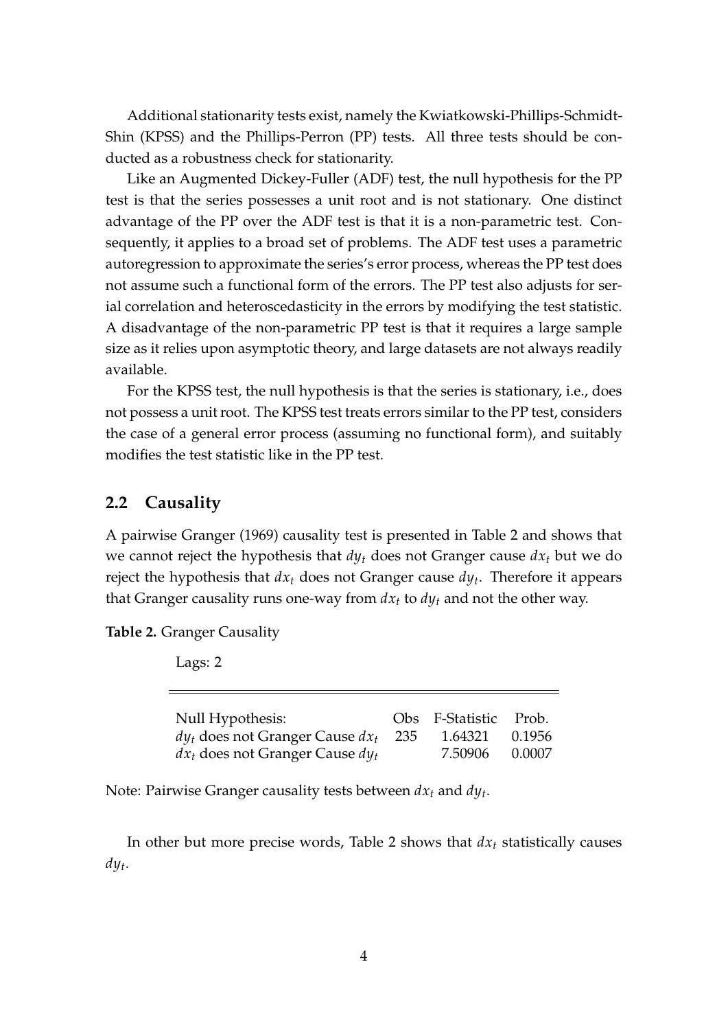Additional stationarity tests exist, namely the Kwiatkowski-Phillips-Schmidt-Shin (KPSS) and the Phillips-Perron (PP) tests. All three tests should be conducted as a robustness check for stationarity.

Like an Augmented Dickey-Fuller (ADF) test, the null hypothesis for the PP test is that the series possesses a unit root and is not stationary. One distinct advantage of the PP over the ADF test is that it is a non-parametric test. Consequently, it applies to a broad set of problems. The ADF test uses a parametric autoregression to approximate the series's error process, whereas the PP test does not assume such a functional form of the errors. The PP test also adjusts for serial correlation and heteroscedasticity in the errors by modifying the test statistic. A disadvantage of the non-parametric PP test is that it requires a large sample size as it relies upon asymptotic theory, and large datasets are not always readily available.

For the KPSS test, the null hypothesis is that the series is stationary, i.e., does not possess a unit root. The KPSS test treats errors similar to the PP test, considers the case of a general error process (assuming no functional form), and suitably modifies the test statistic like in the PP test.

## 2.2 Causality

A pairwise Granger (1969) causality test is presented in Table 2 and shows that we cannot reject the hypothesis that $dy_t$ does not Granger cause $dx_t$ but we do reject the hypothesis that $dx_t$ does not Granger cause $dy_t$. Therefore it appears that Granger causality runs one-way from $dx_t$ to $dy_t$ and not the other way.

**Table 2.** Granger Causality

Lags: 2

| Null Hypothesis: | Obs | F-Statistic | Prob. |
|---|---|---|---|
| $dy_t$ does not Granger Cause $dx_t$ | 235 | 1.64321 | 0.1956 |
| $dx_t$ does not Granger Cause $dy_t$ | | 7.50906 | 0.0007 |

Note: Pairwise Granger causality tests between $dx_t$ and $dy_t$.

In other but more precise words, Table 2 shows that $dx_t$ statistically causes $dy_t$.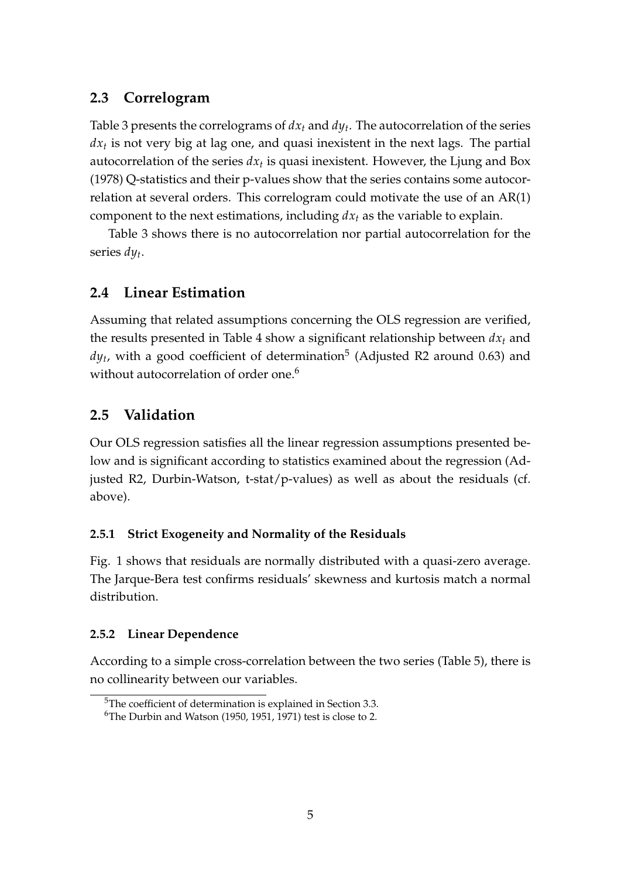## 2.3 Correlogram

Table 3 presents the correlograms of $dx_t$ and $dy_t$. The autocorrelation of the series $dx_t$ is not very big at lag one, and quasi inexistent in the next lags. The partial autocorrelation of the series $dx_t$ is quasi inexistent. However, the Ljung and Box (1978) Q-statistics and their p-values show that the series contains some autocorrelation at several orders. This correlogram could motivate the use of an AR(1) component to the next estimations, including $dx_t$ as the variable to explain.

Table 3 shows there is no autocorrelation nor partial autocorrelation for the series $dy_t$.

## 2.4 Linear Estimation

Assuming that related assumptions concerning the OLS regression are verified, the results presented in Table 4 show a significant relationship between $dx_t$ and $dy_t$, with a good coefficient of determination[5] (Adjusted R2 around 0.63) and without autocorrelation of order one.[6]

## 2.5 Validation

Our OLS regression satisfies all the linear regression assumptions presented below and is significant according to statistics examined about the regression (Adjusted R2, Durbin-Watson, t-stat/p-values) as well as about the residuals (cf. above).

### 2.5.1 Strict Exogeneity and Normality of the Residuals

Fig. 1 shows that residuals are normally distributed with a quasi-zero average. The Jarque-Bera test confirms residuals' skewness and kurtosis match a normal distribution.

### 2.5.2 Linear Dependence

According to a simple cross-correlation between the two series (Table 5), there is no collinearity between our variables.

[5] The coefficient of determination is explained in Section 3.3.

[6] The Durbin and Watson (1950, 1951, 1971) test is close to 2.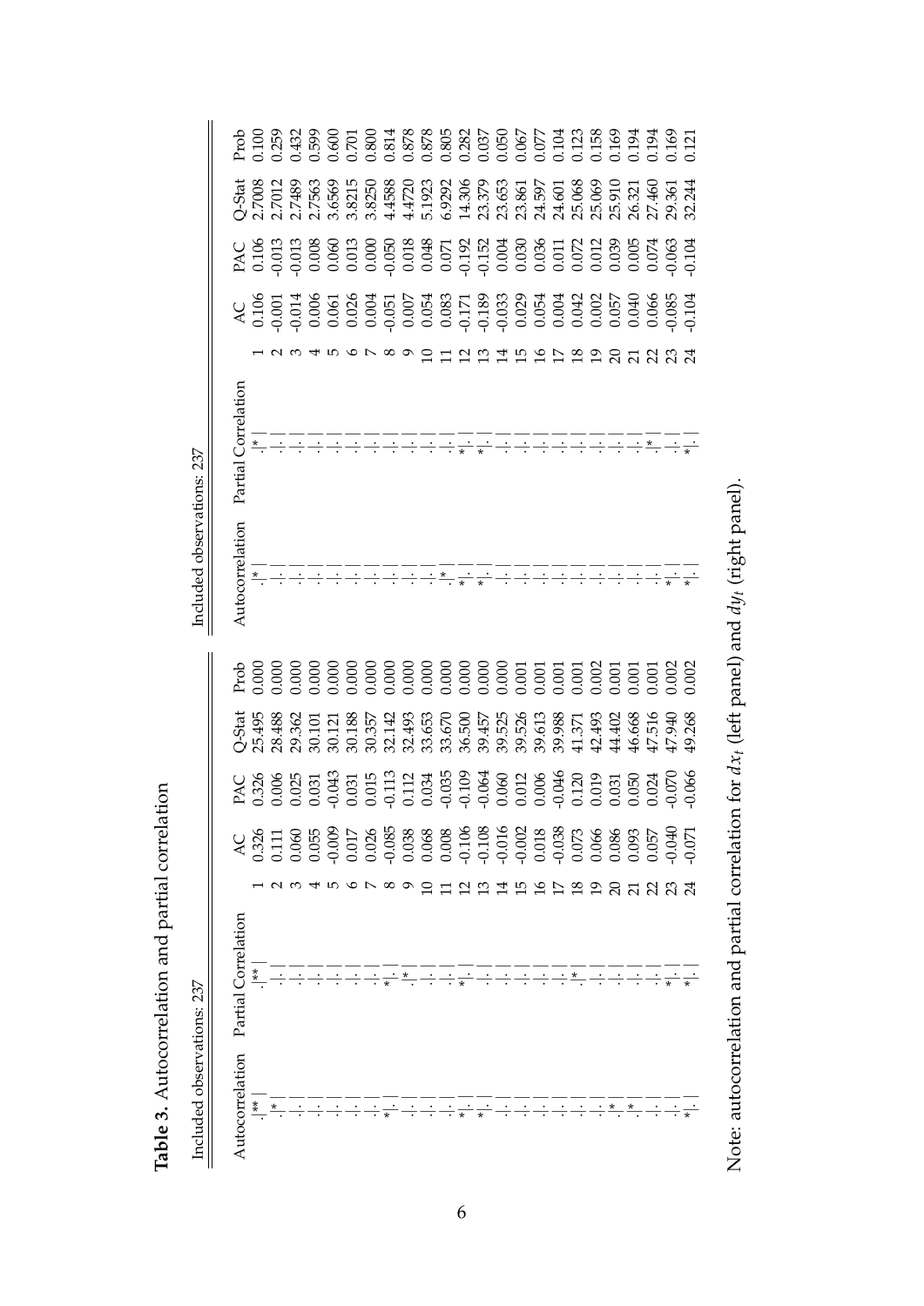**Table 3.** Autocorrelation and partial correlation

Included observations: 237

| Autocorrelation | Partial Correlation | | AC | PAC | Q-Stat | Prob |
|---|---|---|---|---|---|---|
| .\|** \| | .\|** \| | 1 | 0.326 | 0.326 | 25.495 | 0.000 |
| .\|* \| | .\|. \| | 2 | 0.111 | 0.006 | 28.488 | 0.000 |
| .\|. \| | .\|. \| | 3 | 0.060 | 0.025 | 29.362 | 0.000 |
| .\|. \| | .\|. \| | 4 | 0.055 | 0.031 | 30.101 | 0.000 |
| .\|. \| | .\|. \| | 5 | -0.009 | -0.043 | 30.121 | 0.000 |
| .\|. \| | .\|. \| | 6 | 0.017 | 0.031 | 30.188 | 0.000 |
| .\|. \| | .\|. \| | 7 | 0.026 | 0.015 | 30.357 | 0.000 |
| .\|. \| | *\|. \| | 8 | -0.085 | -0.113 | 32.142 | 0.000 |
| .\|. \| | .\|* \| | 9 | 0.038 | 0.112 | 32.493 | 0.000 |
| .\|. \| | .\|. \| | 10 | 0.068 | 0.034 | 33.653 | 0.000 |
| .\|. \| | .\|. \| | 11 | 0.008 | -0.035 | 33.670 | 0.000 |
| *\|. \| | *\|. \| | 12 | -0.106 | -0.109 | 36.500 | 0.000 |
| *\|. \| | .\|. \| | 13 | -0.108 | -0.064 | 39.457 | 0.000 |
| .\|. \| | .\|. \| | 14 | -0.016 | 0.060 | 39.525 | 0.000 |
| .\|. \| | .\|. \| | 15 | -0.002 | 0.012 | 39.526 | 0.001 |
| .\|. \| | .\|. \| | 16 | 0.018 | 0.006 | 39.613 | 0.001 |
| .\|. \| | .\|. \| | 17 | -0.038 | -0.046 | 39.988 | 0.001 |
| .\|. \| | .\|* \| | 18 | 0.073 | 0.120 | 41.371 | 0.001 |
| .\|. \| | .\|. \| | 19 | 0.066 | 0.019 | 42.493 | 0.002 |
| .\|* \| | .\|. \| | 20 | 0.086 | 0.031 | 44.402 | 0.001 |
| .\|* \| | .\|. \| | 21 | 0.093 | 0.050 | 46.668 | 0.001 |
| .\|. \| | .\|. \| | 22 | 0.057 | 0.024 | 47.516 | 0.001 |
| .\|. \| | *\|. \| | 23 | -0.040 | -0.070 | 47.940 | 0.002 |
| *\|. \| | *\|. \| | 24 | -0.071 | -0.066 | 49.268 | 0.002 |

Included observations: 237

| Autocorrelation | Partial Correlation | | AC | PAC | Q-Stat | Prob |
|---|---|---|---|---|---|---|
| .\|* \| | .\|* \| | 1 | 0.106 | 0.106 | 2.7008 | 0.100 |
| .\|. \| | .\|. \| | 2 | -0.001 | -0.013 | 2.7012 | 0.259 |
| .\|. \| | .\|. \| | 3 | -0.014 | -0.013 | 2.7489 | 0.432 |
| .\|. \| | .\|. \| | 4 | 0.006 | 0.008 | 2.7563 | 0.599 |
| .\|. \| | .\|. \| | 5 | 0.061 | 0.060 | 3.6569 | 0.600 |
| .\|. \| | .\|. \| | 6 | 0.026 | 0.013 | 3.8215 | 0.701 |
| .\|. \| | .\|. \| | 7 | 0.004 | 0.000 | 3.8250 | 0.800 |
| .\|. \| | .\|. \| | 8 | -0.051 | -0.050 | 4.4588 | 0.814 |
| .\|. \| | .\|. \| | 9 | 0.007 | 0.018 | 4.4720 | 0.878 |
| .\|. \| | .\|. \| | 10 | 0.054 | 0.048 | 5.1923 | 0.878 |
| .\|* \| | .\|. \| | 11 | 0.083 | 0.071 | 6.9292 | 0.805 |
| *\|. \| | *\|. \| | 12 | -0.171 | -0.192 | 14.306 | 0.282 |
| *\|. \| | *\|. \| | 13 | -0.189 | -0.152 | 23.379 | 0.037 |
| .\|. \| | .\|. \| | 14 | -0.033 | 0.004 | 23.653 | 0.050 |
| .\|. \| | .\|. \| | 15 | 0.029 | 0.030 | 23.861 | 0.067 |
| .\|. \| | .\|. \| | 16 | 0.054 | 0.036 | 24.597 | 0.077 |
| .\|. \| | .\|. \| | 17 | 0.004 | 0.011 | 24.601 | 0.104 |
| .\|. \| | .\|. \| | 18 | 0.042 | 0.072 | 25.068 | 0.123 |
| .\|. \| | .\|. \| | 19 | 0.002 | 0.012 | 25.069 | 0.158 |
| .\|. \| | .\|. \| | 20 | 0.057 | 0.039 | 25.910 | 0.169 |
| .\|. \| | .\|. \| | 21 | 0.040 | 0.005 | 26.321 | 0.194 |
| .\|. \| | .\|* \| | 22 | 0.066 | 0.074 | 27.460 | 0.194 |
| *\|. \| | .\|. \| | 23 | -0.085 | -0.063 | 29.361 | 0.169 |
| *\|. \| | *\|. \| | 24 | -0.104 | -0.104 | 32.244 | 0.121 |

Note: autocorrelation and partial correlation for $dx_t$ (left panel) and $dy_t$ (right panel).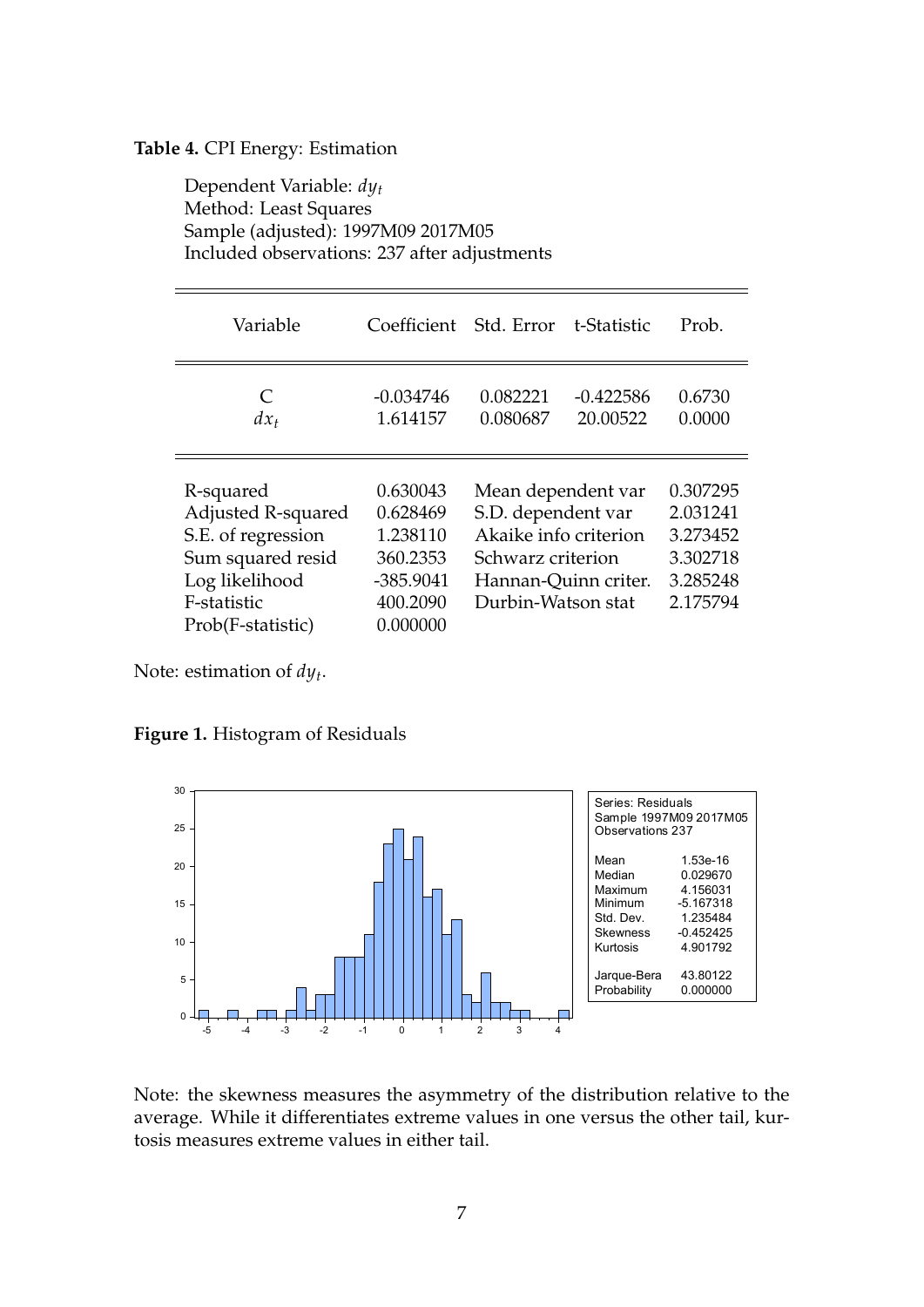**Table 4.** CPI Energy: Estimation

Dependent Variable: $dy_t$
Method: Least Squares
Sample (adjusted): 1997M09 2017M05
Included observations: 237 after adjustments

| Variable | Coefficient | Std. Error | t-Statistic | Prob. |
|---|---|---|---|---|
| C | -0.034746 | 0.082221 | -0.422586 | 0.6730 |
| $dx_t$ | 1.614157 | 0.080687 | 20.00522 | 0.0000 |

| | | | |
|---|---|---|---|
| R-squared | 0.630043 | Mean dependent var | 0.307295 |
| Adjusted R-squared | 0.628469 | S.D. dependent var | 2.031241 |
| S.E. of regression | 1.238110 | Akaike info criterion | 3.273452 |
| Sum squared resid | 360.2353 | Schwarz criterion | 3.302718 |
| Log likelihood | -385.9041 | Hannan-Quinn criter. | 3.285248 |
| F-statistic | 400.2090 | Durbin-Watson stat | 2.175794 |
| Prob(F-statistic) | 0.000000 | | |

Note: estimation of $dy_t$.

**Figure 1.** Histogram of Residuals

| Series: Residuals | |
|---|---|
| Sample 1997M09 2017M05 | |
| Observations 237 | |
| Mean | 1.53e-16 |
| Median | 0.029670 |
| Maximum | 4.156031 |
| Minimum | -5.167318 |
| Std. Dev. | 1.235484 |
| Skewness | -0.452425 |
| Kurtosis | 4.901792 |
| Jarque-Bera | 43.80122 |
| Probability | 0.000000 |

Note: the skewness measures the asymmetry of the distribution relative to the average. While it differentiates extreme values in one versus the other tail, kurtosis measures extreme values in either tail.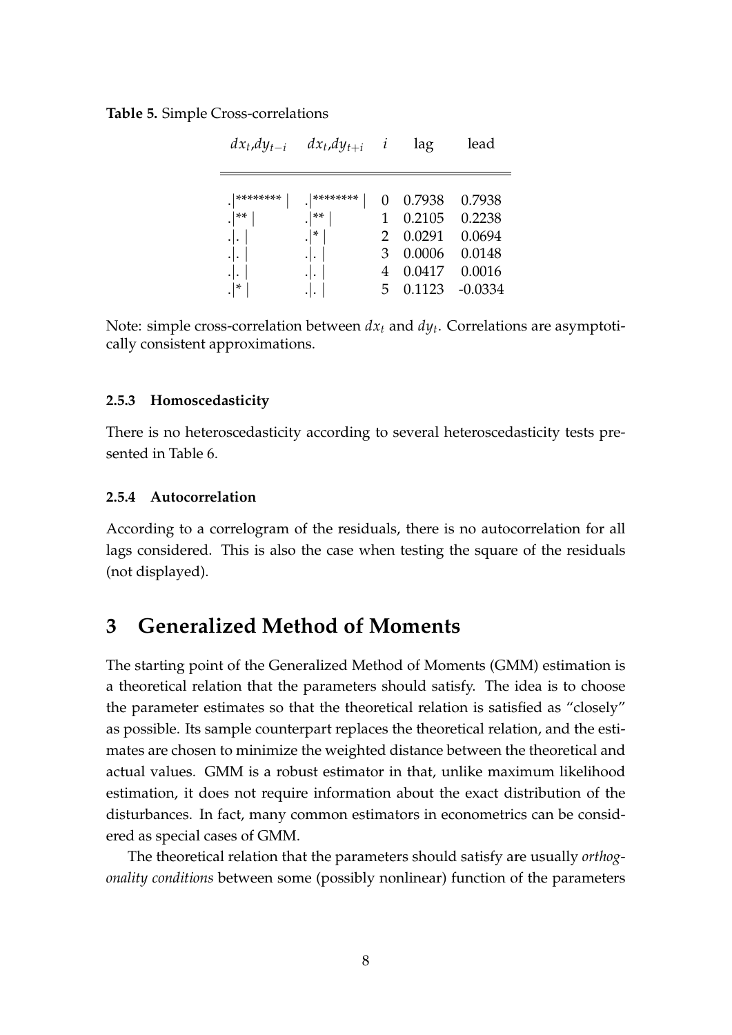**Table 5.** Simple Cross-correlations

| $dx_t$,$dy_{t-i}$ | $dx_t$,$dy_{t+i}$ | $i$ | lag | lead |
|---|---|---|---|---|
| .\|******** \| | .\|******** \| | 0 | 0.7938 | 0.7938 |
| .\|** \| | .\|** \| | 1 | 0.2105 | 0.2238 |
| .\|. \| | .\|* \| | 2 | 0.0291 | 0.0694 |
| .\|. \| | .\|. \| | 3 | 0.0006 | 0.0148 |
| .\|. \| | .\|. \| | 4 | 0.0417 | 0.0016 |
| .\|* \| | .\|. \| | 5 | 0.1123 | -0.0334 |

Note: simple cross-correlation between $dx_t$ and $dy_t$. Correlations are asymptotically consistent approximations.

#### 2.5.3 Homoscedasticity

There is no heteroscedasticity according to several heteroscedasticity tests presented in Table 6.

#### 2.5.4 Autocorrelation

According to a correlogram of the residuals, there is no autocorrelation for all lags considered. This is also the case when testing the square of the residuals (not displayed).

## 3 Generalized Method of Moments

The starting point of the Generalized Method of Moments (GMM) estimation is a theoretical relation that the parameters should satisfy. The idea is to choose the parameter estimates so that the theoretical relation is satisfied as "closely" as possible. Its sample counterpart replaces the theoretical relation, and the estimates are chosen to minimize the weighted distance between the theoretical and actual values. GMM is a robust estimator in that, unlike maximum likelihood estimation, it does not require information about the exact distribution of the disturbances. In fact, many common estimators in econometrics can be considered as special cases of GMM.

The theoretical relation that the parameters should satisfy are usually *orthogonality conditions* between some (possibly nonlinear) function of the parameters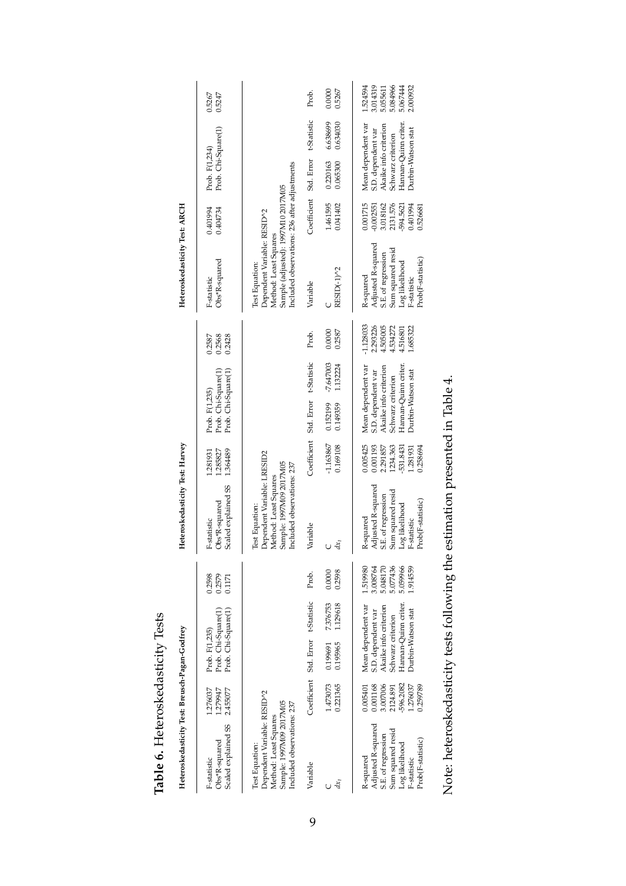**Table 6.** Heteroskedasticity Tests

**Heteroskedasticity Test: Breusch-Pagan-Godfrey**

| | | | |
|---|---|---|---|
| F-statistic | 1.276037 | Prob. F(1,235) | 0.2598 |
| Obs*R-squared | 1.279947 | Prob. Chi-Square(1) | 0.2579 |
| Scaled explained SS | 2.455077 | Prob. Chi-Square(1) | 0.1171 |

Test Equation:
Dependent Variable: RESID^2
Method: Least Squares
Sample: 1997M09 2017M05
Included observations: 237

| Variable | Coefficient | Std. Error | t-Statistic | Prob. |
|---|---|---|---|---|
| C | 1.473073 | 0.199691 | 7.376753 | 0.0000 |
| $dx_t$ | 0.221365 | 0.195965 | 1.129618 | 0.2598 |

| | | | |
|---|---|---|---|
| R-squared | 0.005401 | Mean dependent var | 1.519980 |
| Adjusted R-squared | 0.001168 | S.D. dependent var | 3.008764 |
| S.E. of regression | 3.007006 | Akaike info criterion | 5.048170 |
| Sum squared resid | 2124.891 | Schwarz criterion | 5.077436 |
| Log likelihood | -596.2082 | Hannan-Quinn criter. | 5.059966 |
| F-statistic | 1.276037 | Durbin-Watson stat | 1.914559 |
| Prob(F-statistic) | 0.259789 | | |

**Heteroskedasticity Test: Harvey**

| | | | |
|---|---|---|---|
| F-statistic | 1.281931 | Prob. F(1,235) | 0.2587 |
| Obs*R-squared | 1.285827 | Prob. Chi-Square(1) | 0.2568 |
| Scaled explained SS | 1.364489 | Prob. Chi-Square(1) | 0.2428 |

Test Equation:
Dependent Variable: LRESID2
Method: Least Squares
Sample: 1997M09 2017M05
Included observations: 237

| Variable | Coefficient | Std. Error | t-Statistic | Prob. |
|---|---|---|---|---|
| C | -1.163867 | 0.152199 | -7.647003 | 0.0000 |
| $dx_t$ | 0.169108 | 0.149359 | 1.132224 | 0.2587 |

| | | | |
|---|---|---|---|
| R-squared | 0.005425 | Mean dependent var | -1.128033 |
| Adjusted R-squared | 0.001193 | S.D. dependent var | 2.293226 |
| S.E. of regression | 2.291857 | Akaike info criterion | 4.505005 |
| Sum squared resid | 1234.363 | Schwarz criterion | 4.534272 |
| Log likelihood | -531.8431 | Hannan-Quinn criter. | 4.516801 |
| F-statistic | 1.281931 | Durbin-Watson stat | 1.685322 |
| Prob(F-statistic) | 0.258694 | | |

**Heteroskedasticity Test: ARCH**

| | | | |
|---|---|---|---|
| F-statistic | 0.401994 | Prob. F(1,234) | 0.5267 |
| Obs*R-squared | 0.404734 | Prob. Chi-Square(1) | 0.5247 |

Test Equation:
Dependent Variable: RESID^2
Method: Least Squares
Sample (adjusted): 1997M10 2017M05
Included observations: 236 after adjustments

| Variable | Coefficient | Std. Error | t-Statistic | Prob. |
|---|---|---|---|---|
| C | 1.461595 | 0.220163 | 6.638699 | 0.0000 |
| RESID(-1)^2 | 0.041402 | 0.065300 | 0.634030 | 0.5267 |

| | | | |
|---|---|---|---|
| R-squared | 0.001715 | Mean dependent var | 1.524594 |
| Adjusted R-squared | -0.002551 | S.D. dependent var | 3.014319 |
| S.E. of regression | 3.018162 | Akaike info criterion | 5.055611 |
| Sum squared resid | 2131.576 | Schwarz criterion | 5.084966 |
| Log likelihood | -594.5621 | Hannan-Quinn criter. | 5.067444 |
| F-statistic | 0.401994 | Durbin-Watson stat | 2.000932 |
| Prob(F-statistic) | 0.526681 | | |

Note: heteroskedasticity tests following the estimation presented in Table 4.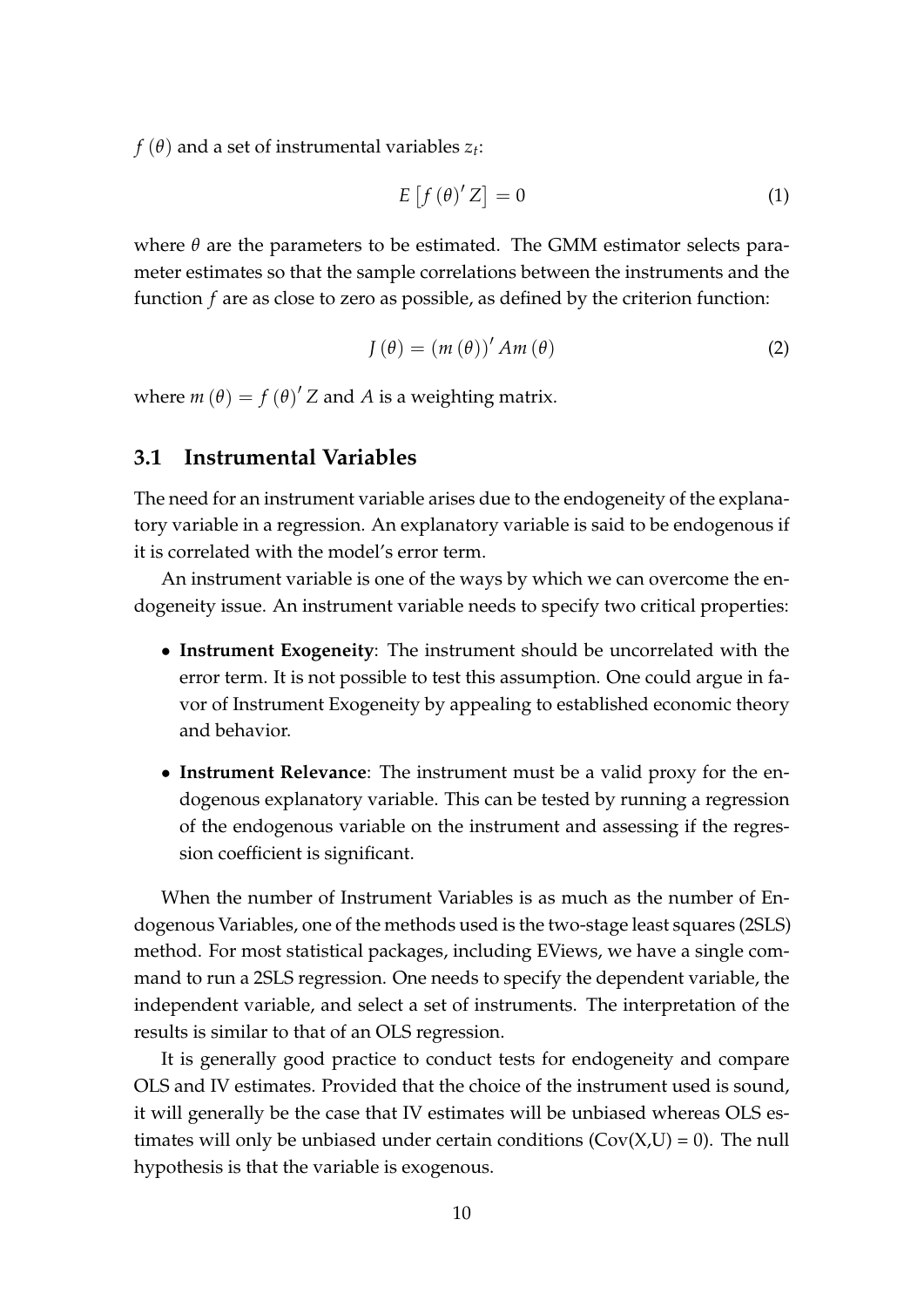$f(\theta)$ and a set of instrumental variables $z_t$:

$$E\left[f(\theta)' Z\right] = 0 \tag{1}$$

where $\theta$ are the parameters to be estimated. The GMM estimator selects parameter estimates so that the sample correlations between the instruments and the function $f$ are as close to zero as possible, as defined by the criterion function:

$$J(\theta) = (m(\theta))' A m(\theta) \tag{2}$$

where $m(\theta) = f(\theta)' Z$ and $A$ is a weighting matrix.

## 3.1 Instrumental Variables

The need for an instrument variable arises due to the endogeneity of the explanatory variable in a regression. An explanatory variable is said to be endogenous if it is correlated with the model's error term.

An instrument variable is one of the ways by which we can overcome the endogeneity issue. An instrument variable needs to specify two critical properties:

- **Instrument Exogeneity**: The instrument should be uncorrelated with the error term. It is not possible to test this assumption. One could argue in favor of Instrument Exogeneity by appealing to established economic theory and behavior.
- **Instrument Relevance**: The instrument must be a valid proxy for the endogenous explanatory variable. This can be tested by running a regression of the endogenous variable on the instrument and assessing if the regression coefficient is significant.

When the number of Instrument Variables is as much as the number of Endogenous Variables, one of the methods used is the two-stage least squares (2SLS) method. For most statistical packages, including EViews, we have a single command to run a 2SLS regression. One needs to specify the dependent variable, the independent variable, and select a set of instruments. The interpretation of the results is similar to that of an OLS regression.

It is generally good practice to conduct tests for endogeneity and compare OLS and IV estimates. Provided that the choice of the instrument used is sound, it will generally be the case that IV estimates will be unbiased whereas OLS estimates will only be unbiased under certain conditions (Cov(X,U) = 0). The null hypothesis is that the variable is exogenous.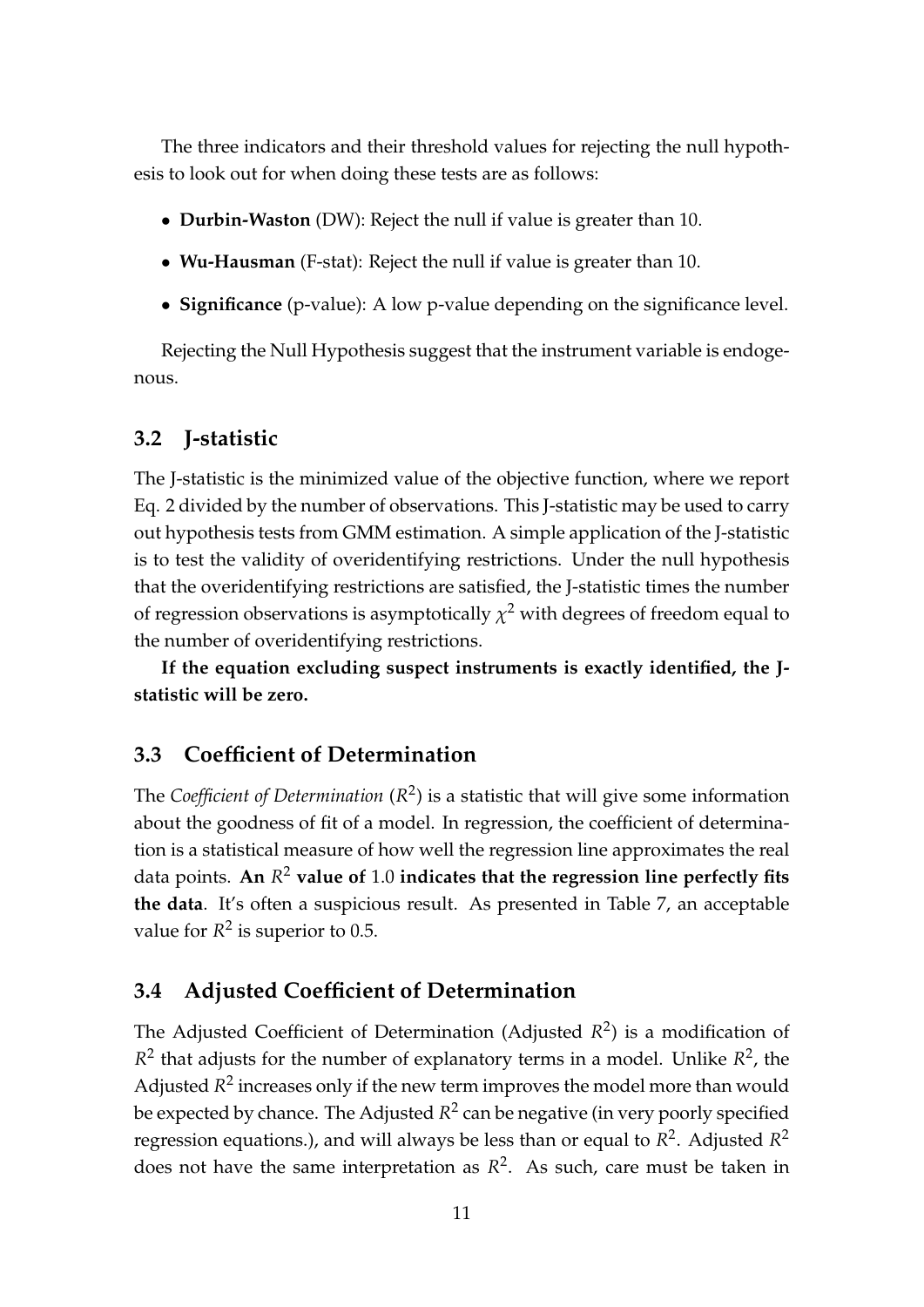The three indicators and their threshold values for rejecting the null hypothesis to look out for when doing these tests are as follows:

- **Durbin-Waston** (DW): Reject the null if value is greater than 10.
- **Wu-Hausman** (F-stat): Reject the null if value is greater than 10.
- **Significance** (p-value): A low p-value depending on the significance level.

Rejecting the Null Hypothesis suggest that the instrument variable is endogenous.

### 3.2 J-statistic

The J-statistic is the minimized value of the objective function, where we report Eq. 2 divided by the number of observations. This J-statistic may be used to carry out hypothesis tests from GMM estimation. A simple application of the J-statistic is to test the validity of overidentifying restrictions. Under the null hypothesis that the overidentifying restrictions are satisfied, the J-statistic times the number of regression observations is asymptotically $\chi^2$ with degrees of freedom equal to the number of overidentifying restrictions.

**If the equation excluding suspect instruments is exactly identified, the J-statistic will be zero.**

### 3.3 Coefficient of Determination

The *Coefficient of Determination* ($R^2$) is a statistic that will give some information about the goodness of fit of a model. In regression, the coefficient of determination is a statistical measure of how well the regression line approximates the real data points. **An $R^2$ value of 1.0 indicates that the regression line perfectly fits the data**. It's often a suspicious result. As presented in Table 7, an acceptable value for $R^2$ is superior to 0.5.

### 3.4 Adjusted Coefficient of Determination

The Adjusted Coefficient of Determination (Adjusted $R^2$) is a modification of $R^2$ that adjusts for the number of explanatory terms in a model. Unlike $R^2$, the Adjusted $R^2$ increases only if the new term improves the model more than would be expected by chance. The Adjusted $R^2$ can be negative (in very poorly specified regression equations.), and will always be less than or equal to $R^2$. Adjusted $R^2$ does not have the same interpretation as $R^2$. As such, care must be taken in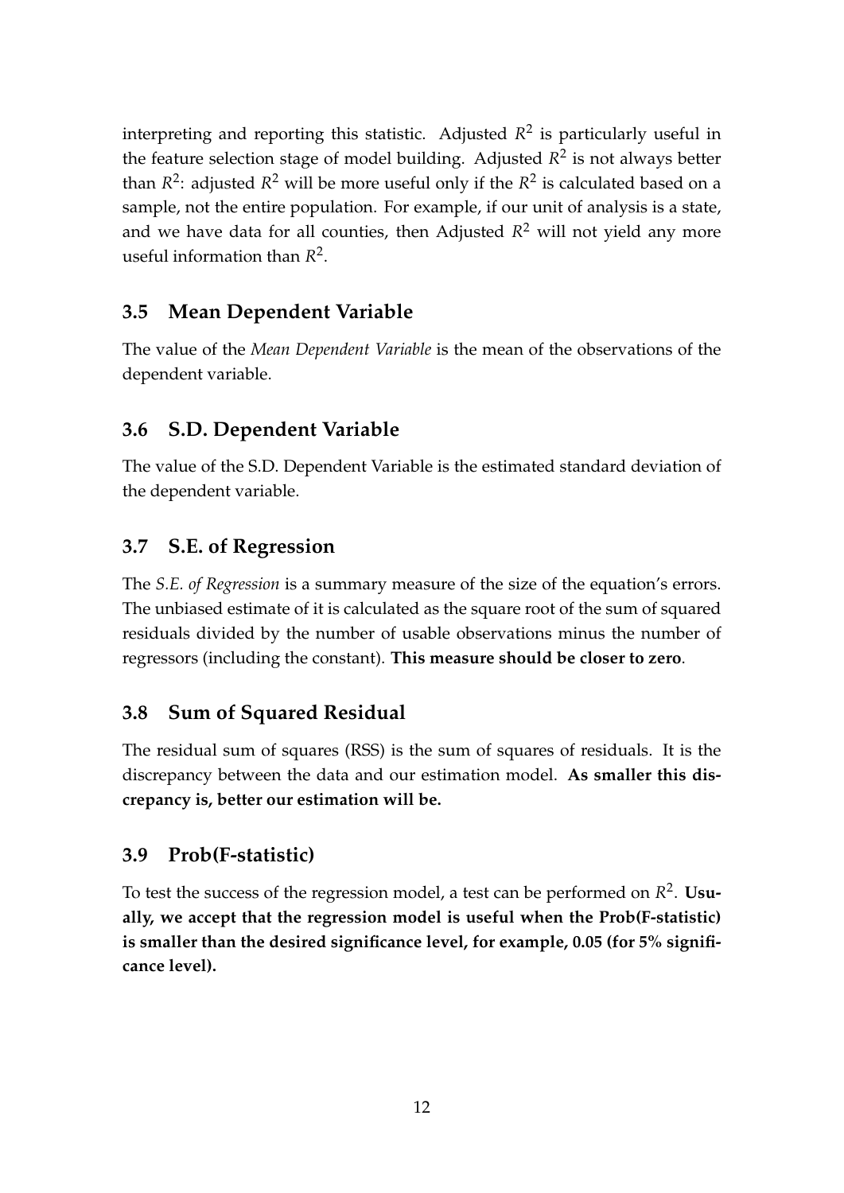interpreting and reporting this statistic. Adjusted $R^2$ is particularly useful in the feature selection stage of model building. Adjusted $R^2$ is not always better than $R^2$: adjusted $R^2$ will be more useful only if the $R^2$ is calculated based on a sample, not the entire population. For example, if our unit of analysis is a state, and we have data for all counties, then Adjusted $R^2$ will not yield any more useful information than $R^2$.

## 3.5 Mean Dependent Variable

The value of the *Mean Dependent Variable* is the mean of the observations of the dependent variable.

## 3.6 S.D. Dependent Variable

The value of the S.D. Dependent Variable is the estimated standard deviation of the dependent variable.

## 3.7 S.E. of Regression

The *S.E. of Regression* is a summary measure of the size of the equation's errors. The unbiased estimate of it is calculated as the square root of the sum of squared residuals divided by the number of usable observations minus the number of regressors (including the constant). **This measure should be closer to zero**.

## 3.8 Sum of Squared Residual

The residual sum of squares (RSS) is the sum of squares of residuals. It is the discrepancy between the data and our estimation model. **As smaller this discrepancy is, better our estimation will be.**

## 3.9 Prob(F-statistic)

To test the success of the regression model, a test can be performed on $R^2$. **Usually, we accept that the regression model is useful when the Prob(F-statistic) is smaller than the desired significance level, for example, 0.05 (for 5% significance level).**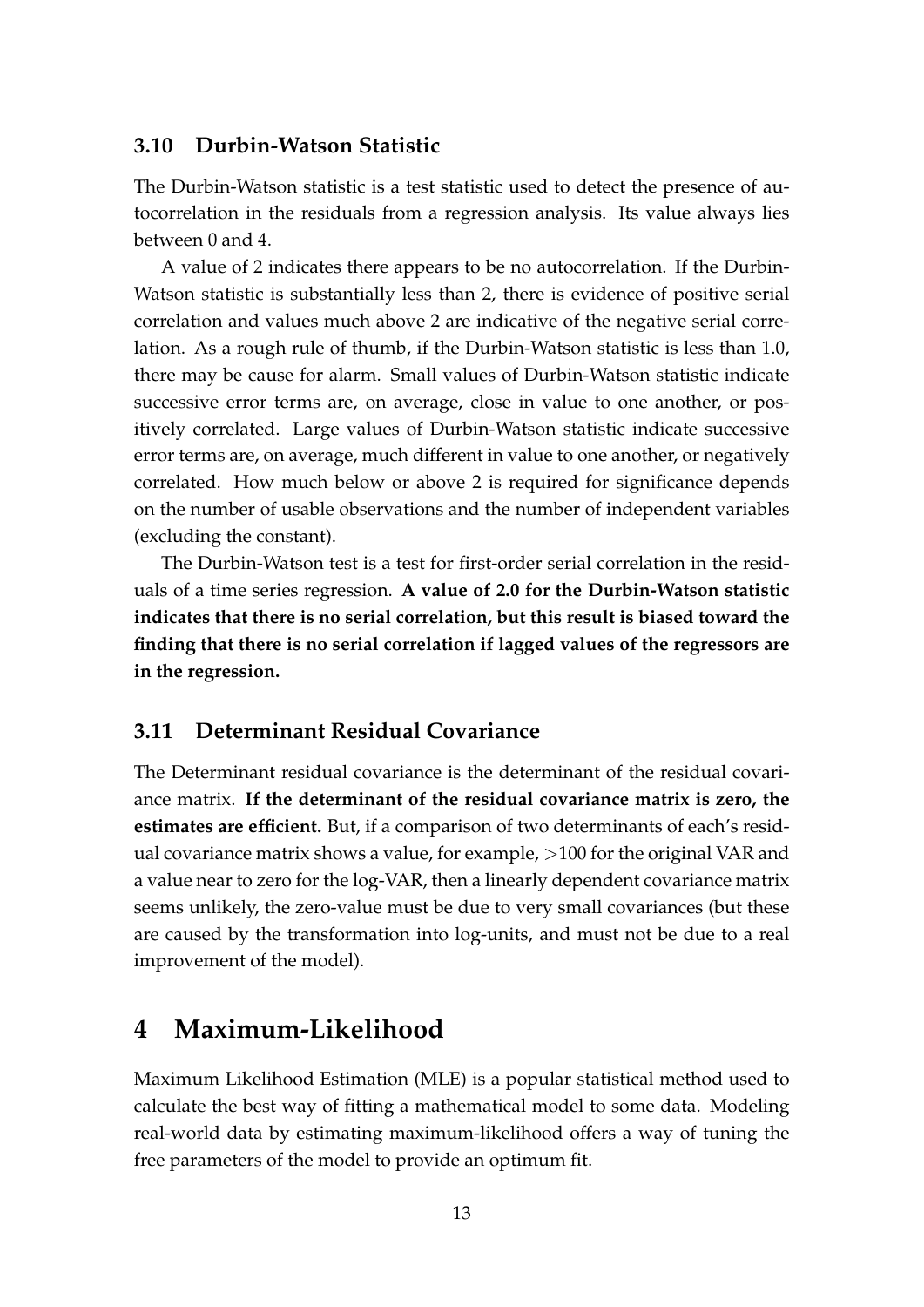### 3.10 Durbin-Watson Statistic

The Durbin-Watson statistic is a test statistic used to detect the presence of autocorrelation in the residuals from a regression analysis. Its value always lies between 0 and 4.

A value of 2 indicates there appears to be no autocorrelation. If the Durbin-Watson statistic is substantially less than 2, there is evidence of positive serial correlation and values much above 2 are indicative of the negative serial correlation. As a rough rule of thumb, if the Durbin-Watson statistic is less than 1.0, there may be cause for alarm. Small values of Durbin-Watson statistic indicate successive error terms are, on average, close in value to one another, or positively correlated. Large values of Durbin-Watson statistic indicate successive error terms are, on average, much different in value to one another, or negatively correlated. How much below or above 2 is required for significance depends on the number of usable observations and the number of independent variables (excluding the constant).

The Durbin-Watson test is a test for first-order serial correlation in the residuals of a time series regression. **A value of 2.0 for the Durbin-Watson statistic indicates that there is no serial correlation, but this result is biased toward the finding that there is no serial correlation if lagged values of the regressors are in the regression.**

### 3.11 Determinant Residual Covariance

The Determinant residual covariance is the determinant of the residual covariance matrix. **If the determinant of the residual covariance matrix is zero, the estimates are efficient.** But, if a comparison of two determinants of each's residual covariance matrix shows a value, for example, $>100$ for the original VAR and a value near to zero for the log-VAR, then a linearly dependent covariance matrix seems unlikely, the zero-value must be due to very small covariances (but these are caused by the transformation into log-units, and must not be due to a real improvement of the model).

## 4 Maximum-Likelihood

Maximum Likelihood Estimation (MLE) is a popular statistical method used to calculate the best way of fitting a mathematical model to some data. Modeling real-world data by estimating maximum-likelihood offers a way of tuning the free parameters of the model to provide an optimum fit.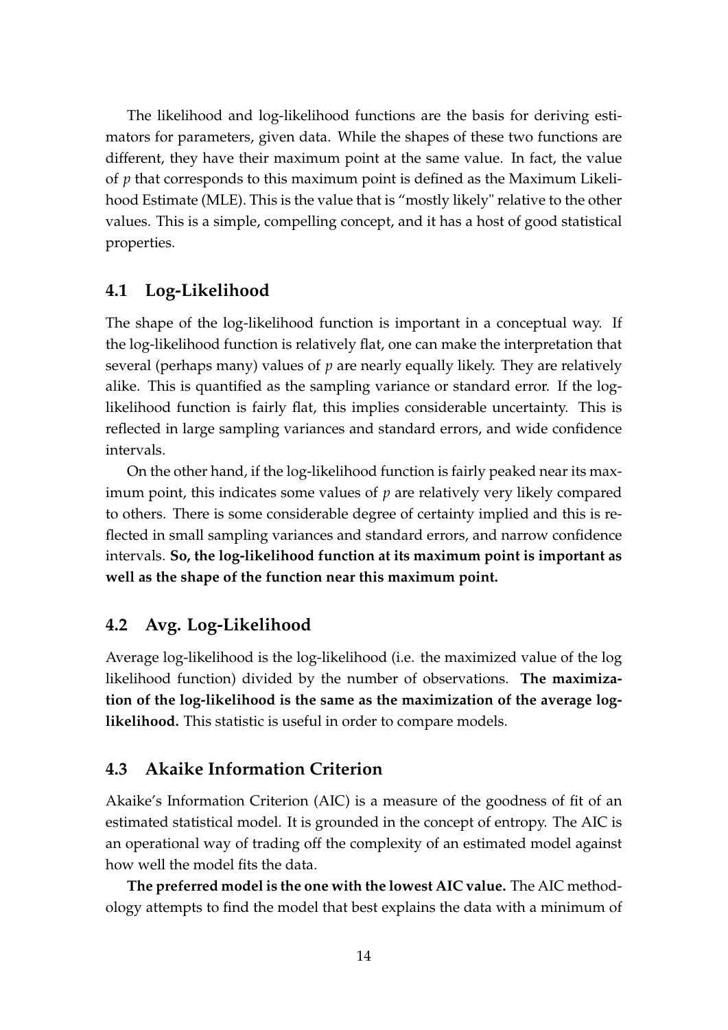The likelihood and log-likelihood functions are the basis for deriving estimators for parameters, given data. While the shapes of these two functions are different, they have their maximum point at the same value. In fact, the value of $p$ that corresponds to this maximum point is defined as the Maximum Likelihood Estimate (MLE). This is the value that is "mostly likely" relative to the other values. This is a simple, compelling concept, and it has a host of good statistical properties.

## 4.1 Log-Likelihood

The shape of the log-likelihood function is important in a conceptual way. If the log-likelihood function is relatively flat, one can make the interpretation that several (perhaps many) values of $p$ are nearly equally likely. They are relatively alike. This is quantified as the sampling variance or standard error. If the log-likelihood function is fairly flat, this implies considerable uncertainty. This is reflected in large sampling variances and standard errors, and wide confidence intervals.

On the other hand, if the log-likelihood function is fairly peaked near its maximum point, this indicates some values of $p$ are relatively very likely compared to others. There is some considerable degree of certainty implied and this is reflected in small sampling variances and standard errors, and narrow confidence intervals. **So, the log-likelihood function at its maximum point is important as well as the shape of the function near this maximum point.**

## 4.2 Avg. Log-Likelihood

Average log-likelihood is the log-likelihood (i.e. the maximized value of the log likelihood function) divided by the number of observations. **The maximization of the log-likelihood is the same as the maximization of the average log-likelihood.** This statistic is useful in order to compare models.

## 4.3 Akaike Information Criterion

Akaike's Information Criterion (AIC) is a measure of the goodness of fit of an estimated statistical model. It is grounded in the concept of entropy. The AIC is an operational way of trading off the complexity of an estimated model against how well the model fits the data.

**The preferred model is the one with the lowest AIC value.** The AIC methodology attempts to find the model that best explains the data with a minimum of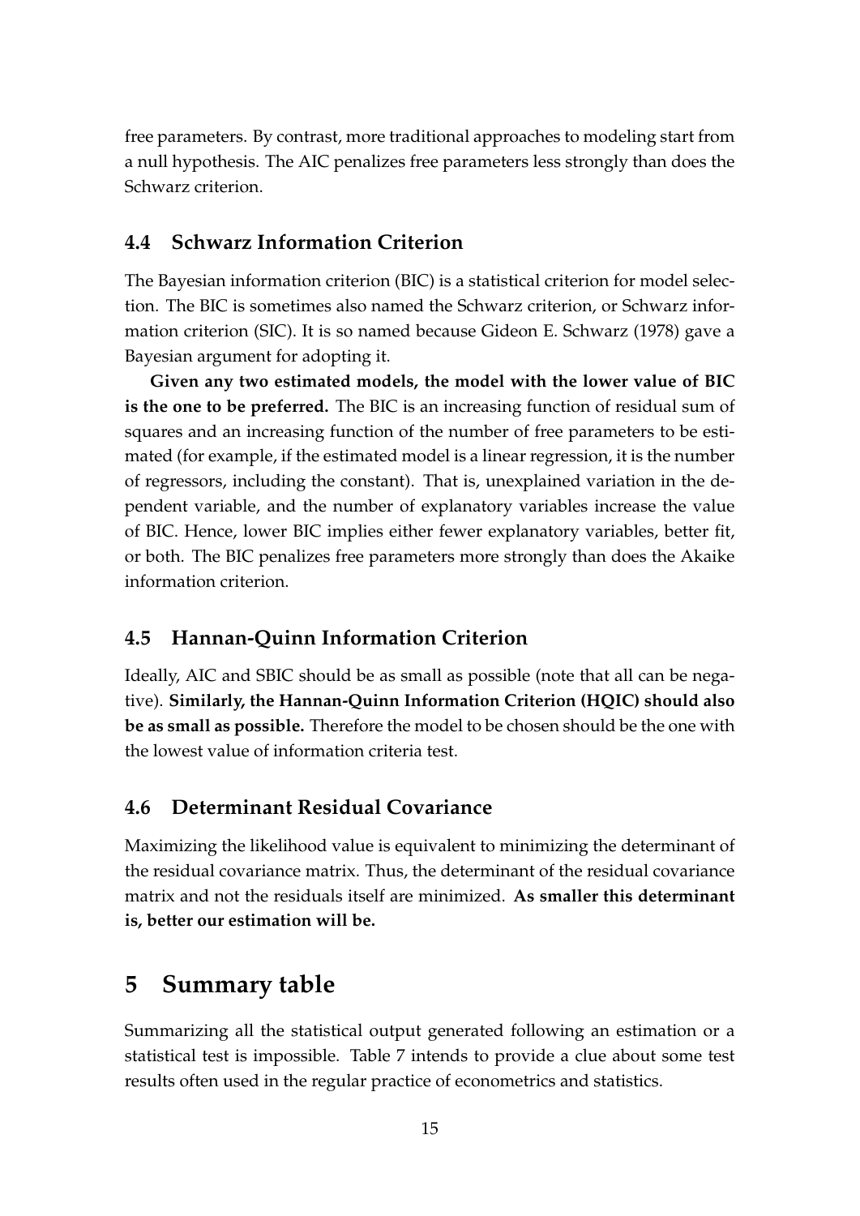free parameters. By contrast, more traditional approaches to modeling start from a null hypothesis. The AIC penalizes free parameters less strongly than does the Schwarz criterion.

### 4.4 Schwarz Information Criterion

The Bayesian information criterion (BIC) is a statistical criterion for model selection. The BIC is sometimes also named the Schwarz criterion, or Schwarz information criterion (SIC). It is so named because Gideon E. Schwarz (1978) gave a Bayesian argument for adopting it.

**Given any two estimated models, the model with the lower value of BIC is the one to be preferred.** The BIC is an increasing function of residual sum of squares and an increasing function of the number of free parameters to be estimated (for example, if the estimated model is a linear regression, it is the number of regressors, including the constant). That is, unexplained variation in the dependent variable, and the number of explanatory variables increase the value of BIC. Hence, lower BIC implies either fewer explanatory variables, better fit, or both. The BIC penalizes free parameters more strongly than does the Akaike information criterion.

### 4.5 Hannan-Quinn Information Criterion

Ideally, AIC and SBIC should be as small as possible (note that all can be negative). **Similarly, the Hannan-Quinn Information Criterion (HQIC) should also be as small as possible.** Therefore the model to be chosen should be the one with the lowest value of information criteria test.

### 4.6 Determinant Residual Covariance

Maximizing the likelihood value is equivalent to minimizing the determinant of the residual covariance matrix. Thus, the determinant of the residual covariance matrix and not the residuals itself are minimized. **As smaller this determinant is, better our estimation will be.**

## 5 Summary table

Summarizing all the statistical output generated following an estimation or a statistical test is impossible. Table 7 intends to provide a clue about some test results often used in the regular practice of econometrics and statistics.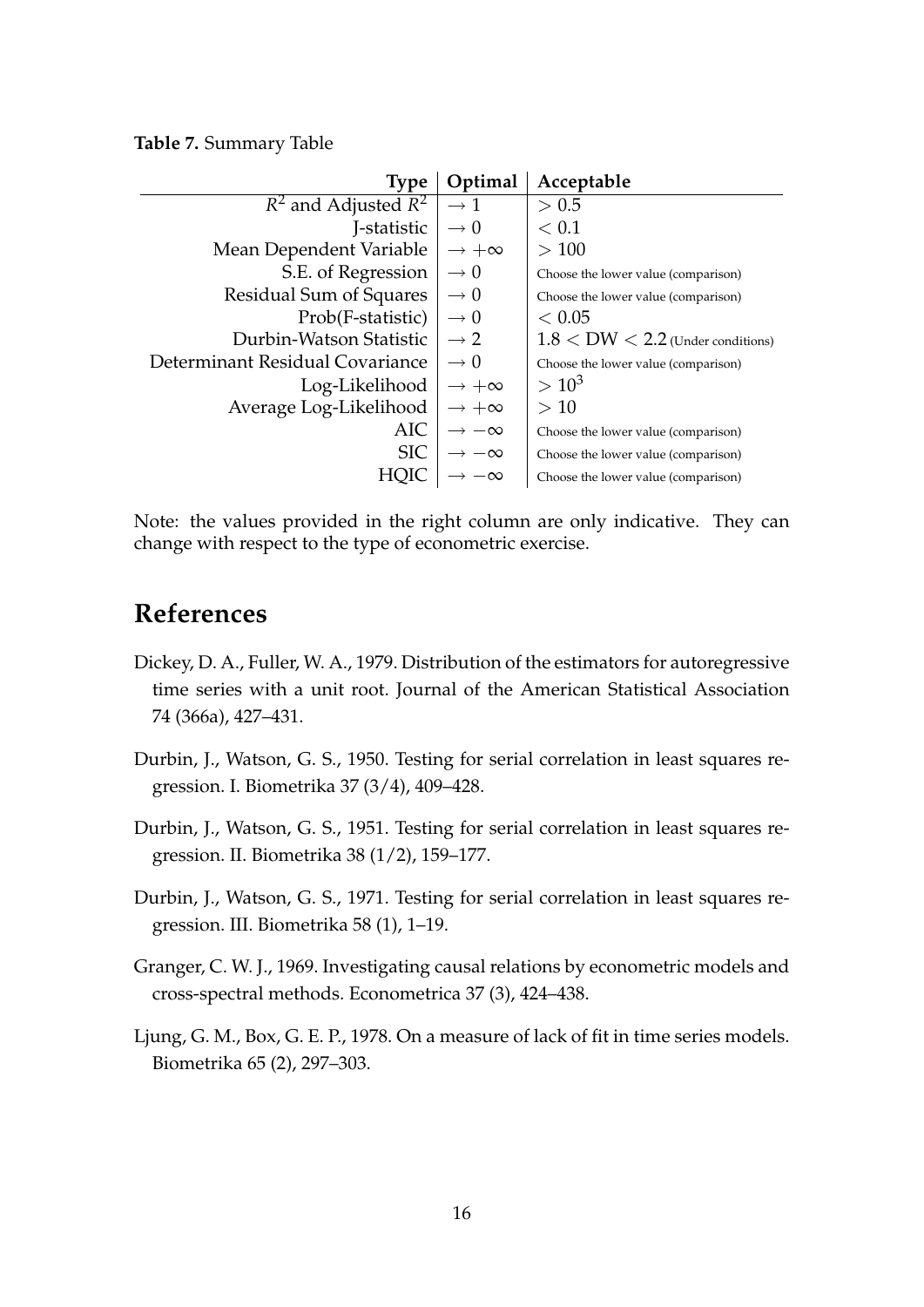**Table 7.** Summary Table

| Type | Optimal | Acceptable |
|---|---|---|
| $R^2$ and Adjusted $R^2$ | $\rightarrow 1$ | $> 0.5$ |
| J-statistic | $\rightarrow 0$ | $< 0.1$ |
| Mean Dependent Variable | $\rightarrow +\infty$ | $> 100$ |
| S.E. of Regression | $\rightarrow 0$ | Choose the lower value (comparison) |
| Residual Sum of Squares | $\rightarrow 0$ | Choose the lower value (comparison) |
| Prob(F-statistic) | $\rightarrow 0$ | $< 0.05$ |
| Durbin-Watson Statistic | $\rightarrow 2$ | $1.8 < \text{DW} < 2.2$ (Under conditions) |
| Determinant Residual Covariance | $\rightarrow 0$ | Choose the lower value (comparison) |
| Log-Likelihood | $\rightarrow +\infty$ | $> 10^3$ |
| Average Log-Likelihood | $\rightarrow +\infty$ | $> 10$ |
| AIC | $\rightarrow -\infty$ | Choose the lower value (comparison) |
| SIC | $\rightarrow -\infty$ | Choose the lower value (comparison) |
| HQIC | $\rightarrow -\infty$ | Choose the lower value (comparison) |

Note: the values provided in the right column are only indicative. They can change with respect to the type of econometric exercise.

## References

Dickey, D. A., Fuller, W. A., 1979. Distribution of the estimators for autoregressive time series with a unit root. Journal of the American Statistical Association 74 (366a), 427–431.

Durbin, J., Watson, G. S., 1950. Testing for serial correlation in least squares regression. I. Biometrika 37 (3/4), 409–428.

Durbin, J., Watson, G. S., 1951. Testing for serial correlation in least squares regression. II. Biometrika 38 (1/2), 159–177.

Durbin, J., Watson, G. S., 1971. Testing for serial correlation in least squares regression. III. Biometrika 58 (1), 1–19.

Granger, C. W. J., 1969. Investigating causal relations by econometric models and cross-spectral methods. Econometrica 37 (3), 424–438.

Ljung, G. M., Box, G. E. P., 1978. On a measure of lack of fit in time series models. Biometrika 65 (2), 297–303.